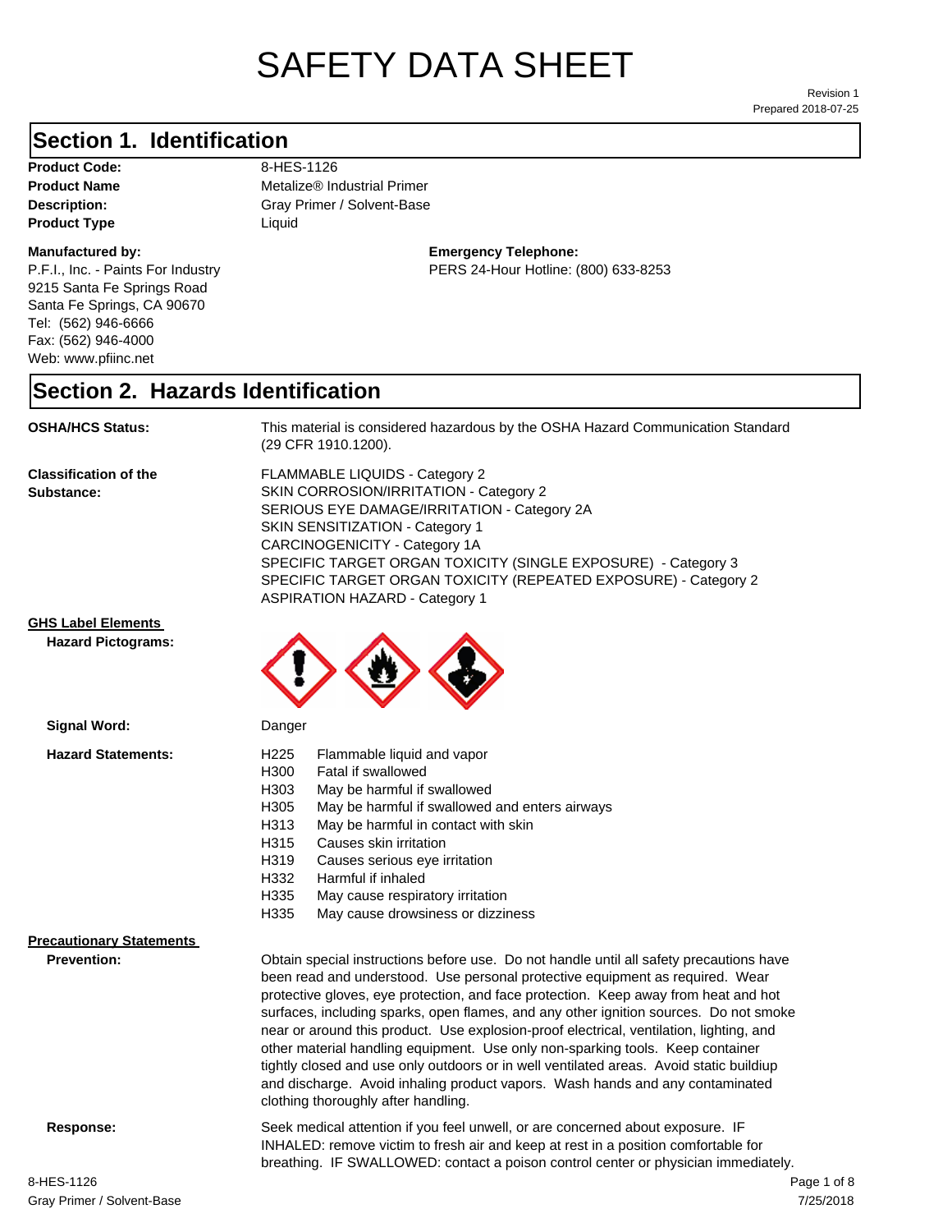# SAFETY DATA SHEET

Revision 1
Prepared 2018-07-25

## Section 1. Identification

**Product Code:** 8-HES-1126
**Product Name** Metalize® Industrial Primer
**Description:** Gray Primer / Solvent-Base
**Product Type** Liquid

**Manufactured by:**
P.F.I., Inc. - Paints For Industry
9215 Santa Fe Springs Road
Santa Fe Springs, CA 90670
Tel: (562) 946-6666
Fax: (562) 946-4000
Web: www.pfiinc.net

**Emergency Telephone:**
PERS 24-Hour Hotline: (800) 633-8253

## Section 2. Hazards Identification

**OSHA/HCS Status:** This material is considered hazardous by the OSHA Hazard Communication Standard (29 CFR 1910.1200).

**Classification of the Substance:**
FLAMMABLE LIQUIDS - Category 2
SKIN CORROSION/IRRITATION - Category 2
SERIOUS EYE DAMAGE/IRRITATION - Category 2A
SKIN SENSITIZATION - Category 1
CARCINOGENICITY - Category 1A
SPECIFIC TARGET ORGAN TOXICITY (SINGLE EXPOSURE) - Category 3
SPECIFIC TARGET ORGAN TOXICITY (REPEATED EXPOSURE) - Category 2
ASPIRATION HAZARD - Category 1

**GHS Label Elements**

**Hazard Pictograms:**

**Signal Word:** Danger

**Hazard Statements:**

| | |
|---|---|
| H225 | Flammable liquid and vapor |
| H300 | Fatal if swallowed |
| H303 | May be harmful if swallowed |
| H305 | May be harmful if swallowed and enters airways |
| H313 | May be harmful in contact with skin |
| H315 | Causes skin irritation |
| H319 | Causes serious eye irritation |
| H332 | Harmful if inhaled |
| H335 | May cause respiratory irritation |
| H335 | May cause drowsiness or dizziness |

**Precautionary Statements**

**Prevention:** Obtain special instructions before use. Do not handle until all safety precautions have been read and understood. Use personal protective equipment as required. Wear protective gloves, eye protection, and face protection. Keep away from heat and hot surfaces, including sparks, open flames, and any other ignition sources. Do not smoke near or around this product. Use explosion-proof electrical, ventilation, lighting, and other material handling equipment. Use only non-sparking tools. Keep container tightly closed and use only outdoors or in well ventilated areas. Avoid static buildiup and discharge. Avoid inhaling product vapors. Wash hands and any contaminated clothing thoroughly after handling.

**Response:** Seek medical attention if you feel unwell, or are concerned about exposure. IF INHALED: remove victim to fresh air and keep at rest in a position comfortable for breathing. IF SWALLOWED: contact a poison control center or physician immediately.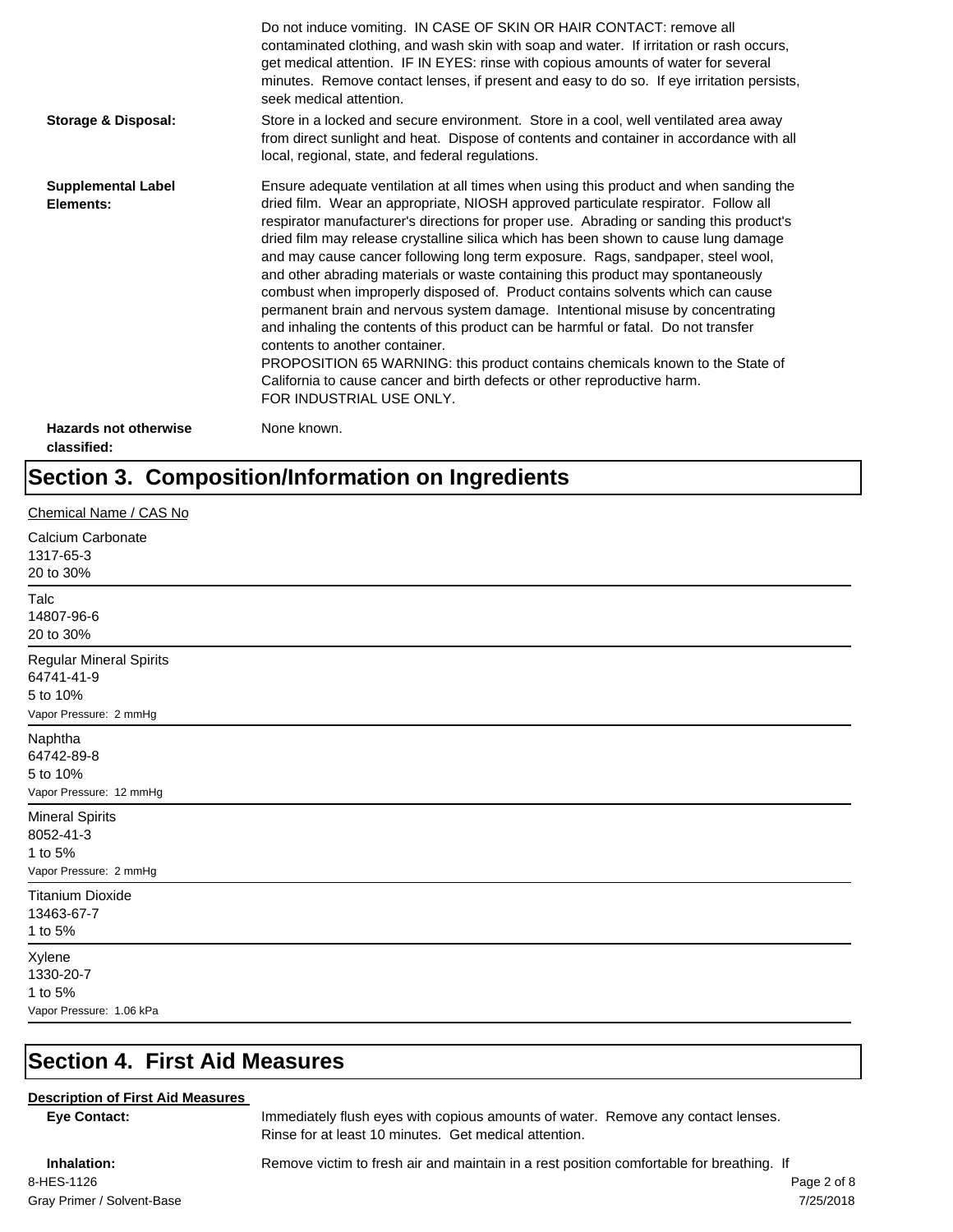Do not induce vomiting. IN CASE OF SKIN OR HAIR CONTACT: remove all contaminated clothing, and wash skin with soap and water. If irritation or rash occurs, get medical attention. IF IN EYES: rinse with copious amounts of water for several minutes. Remove contact lenses, if present and easy to do so. If eye irritation persists, seek medical attention.

**Storage & Disposal:** Store in a locked and secure environment. Store in a cool, well ventilated area away from direct sunlight and heat. Dispose of contents and container in accordance with all local, regional, state, and federal regulations.

**Supplemental Label Elements:** Ensure adequate ventilation at all times when using this product and when sanding the dried film. Wear an appropriate, NIOSH approved particulate respirator. Follow all respirator manufacturer's directions for proper use. Abrading or sanding this product's dried film may release crystalline silica which has been shown to cause lung damage and may cause cancer following long term exposure. Rags, sandpaper, steel wool, and other abrading materials or waste containing this product may spontaneously combust when improperly disposed of. Product contains solvents which can cause permanent brain and nervous system damage. Intentional misuse by concentrating and inhaling the contents of this product can be harmful or fatal. Do not transfer contents to another container.
PROPOSITION 65 WARNING: this product contains chemicals known to the State of California to cause cancer and birth defects or other reproductive harm.
FOR INDUSTRIAL USE ONLY.

**Hazards not otherwise classified:** None known.

# Section 3. Composition/Information on Ingredients

Chemical Name / CAS No

Calcium Carbonate
1317-65-3
20 to 30%

Talc
14807-96-6
20 to 30%

Regular Mineral Spirits
64741-41-9
5 to 10%
Vapor Pressure: 2 mmHg

Naphtha
64742-89-8
5 to 10%
Vapor Pressure: 12 mmHg

Mineral Spirits
8052-41-3
1 to 5%
Vapor Pressure: 2 mmHg

Titanium Dioxide
13463-67-7
1 to 5%

Xylene
1330-20-7
1 to 5%
Vapor Pressure: 1.06 kPa

# Section 4. First Aid Measures

**Description of First Aid Measures**

**Eye Contact:** Immediately flush eyes with copious amounts of water. Remove any contact lenses. Rinse for at least 10 minutes. Get medical attention.

**Inhalation:** Remove victim to fresh air and maintain in a rest position comfortable for breathing. If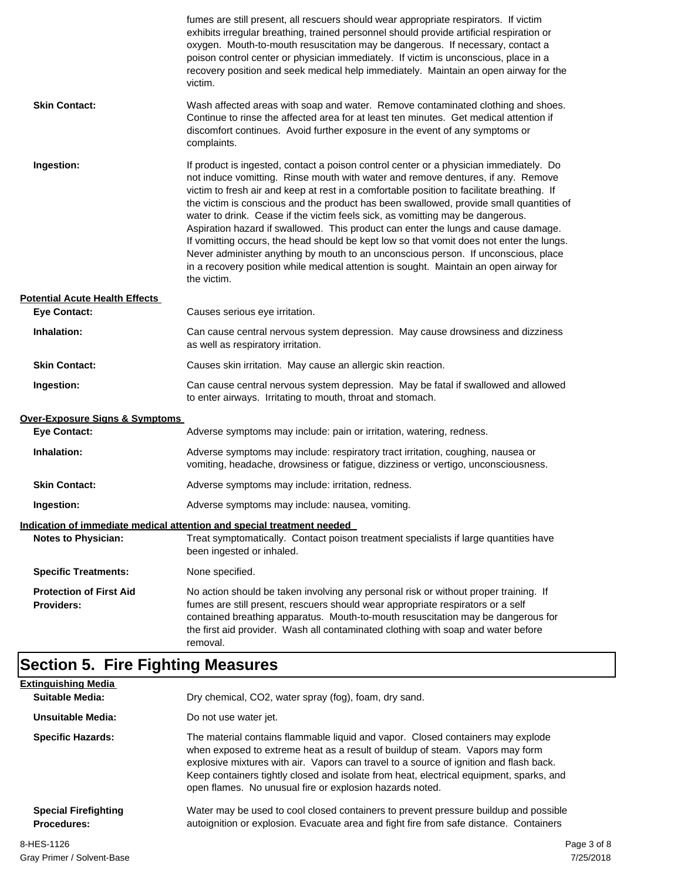fumes are still present, all rescuers should wear appropriate respirators. If victim exhibits irregular breathing, trained personnel should provide artificial respiration or oxygen. Mouth-to-mouth resuscitation may be dangerous. If necessary, contact a poison control center or physician immediately. If victim is unconscious, place in a recovery position and seek medical help immediately. Maintain an open airway for the victim.

**Skin Contact:** Wash affected areas with soap and water. Remove contaminated clothing and shoes. Continue to rinse the affected area for at least ten minutes. Get medical attention if discomfort continues. Avoid further exposure in the event of any symptoms or complaints.

**Ingestion:** If product is ingested, contact a poison control center or a physician immediately. Do not induce vomitting. Rinse mouth with water and remove dentures, if any. Remove victim to fresh air and keep at rest in a comfortable position to facilitate breathing. If the victim is conscious and the product has been swallowed, provide small quantities of water to drink. Cease if the victim feels sick, as vomitting may be dangerous. Aspiration hazard if swallowed. This product can enter the lungs and cause damage. If vomitting occurs, the head should be kept low so that vomit does not enter the lungs. Never administer anything by mouth to an unconscious person. If unconscious, place in a recovery position while medical attention is sought. Maintain an open airway for the victim.

**Potential Acute Health Effects**

**Eye Contact:** Causes serious eye irritation.

**Inhalation:** Can cause central nervous system depression. May cause drowsiness and dizziness as well as respiratory irritation.

**Skin Contact:** Causes skin irritation. May cause an allergic skin reaction.

**Ingestion:** Can cause central nervous system depression. May be fatal if swallowed and allowed to enter airways. Irritating to mouth, throat and stomach.

**Over-Exposure Signs & Symptoms**

**Eye Contact:** Adverse symptoms may include: pain or irritation, watering, redness.

**Inhalation:** Adverse symptoms may include: respiratory tract irritation, coughing, nausea or vomiting, headache, drowsiness or fatigue, dizziness or vertigo, unconsciousness.

**Skin Contact:** Adverse symptoms may include: irritation, redness.

**Ingestion:** Adverse symptoms may include: nausea, vomiting.

**Indication of immediate medical attention and special treatment needed**

**Notes to Physician:** Treat symptomatically. Contact poison treatment specialists if large quantities have been ingested or inhaled.

**Specific Treatments:** None specified.

**Protection of First Aid Providers:** No action should be taken involving any personal risk or without proper training. If fumes are still present, rescuers should wear appropriate respirators or a self contained breathing apparatus. Mouth-to-mouth resuscitation may be dangerous for the first aid provider. Wash all contaminated clothing with soap and water before removal.

# Section 5. Fire Fighting Measures

**Extinguishing Media**

**Suitable Media:** Dry chemical, $CO_2$, water spray (fog), foam, dry sand.

**Unsuitable Media:** Do not use water jet.

**Specific Hazards:** The material contains flammable liquid and vapor. Closed containers may explode when exposed to extreme heat as a result of buildup of steam. Vapors may form explosive mixtures with air. Vapors can travel to a source of ignition and flash back. Keep containers tightly closed and isolate from heat, electrical equipment, sparks, and open flames. No unusual fire or explosion hazards noted.

**Special Firefighting Procedures:** Water may be used to cool closed containers to prevent pressure buildup and possible autoignition or explosion. Evacuate area and fight fire from safe distance. Containers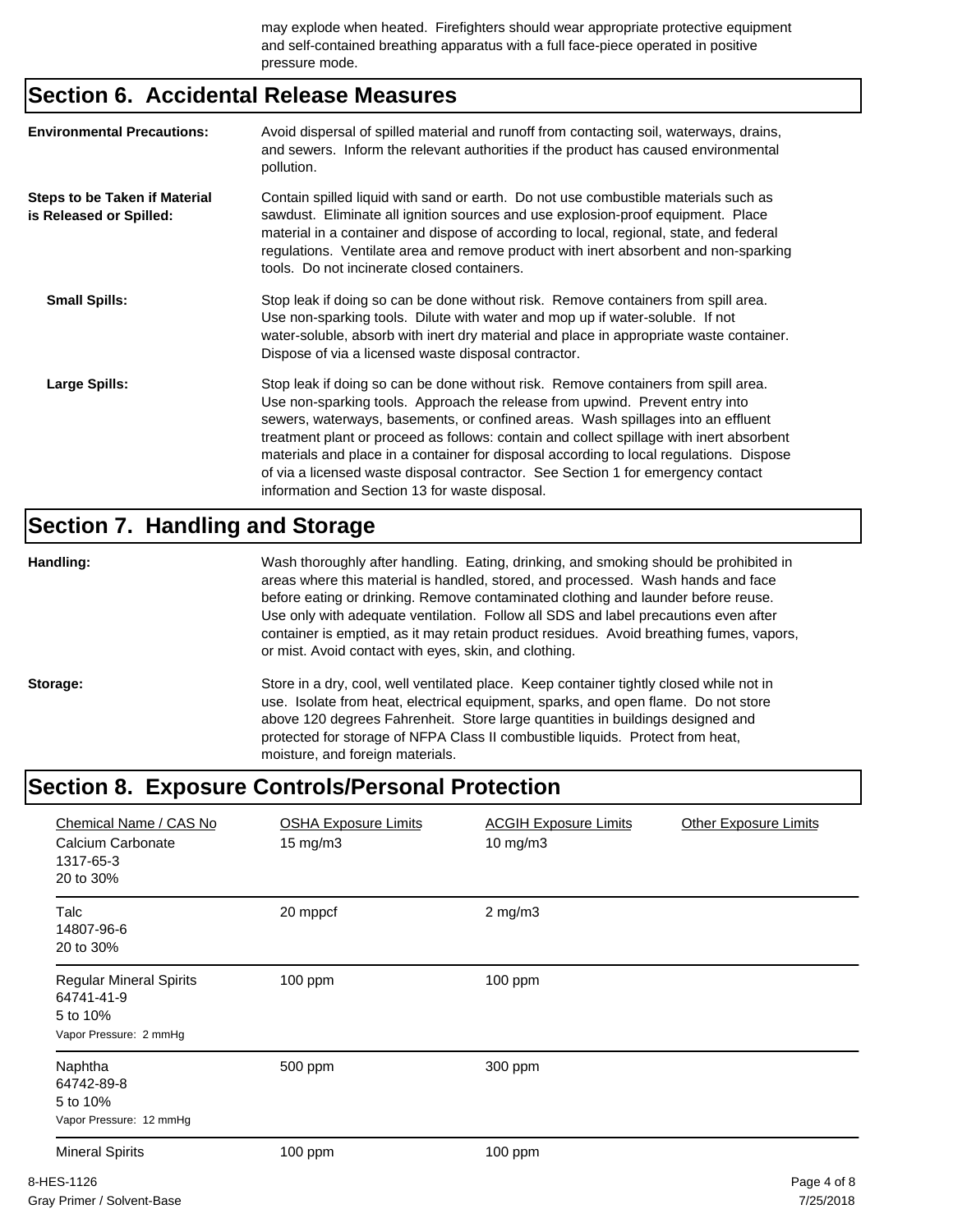may explode when heated. Firefighters should wear appropriate protective equipment and self-contained breathing apparatus with a full face-piece operated in positive pressure mode.

## Section 6. Accidental Release Measures

**Environmental Precautions:** Avoid dispersal of spilled material and runoff from contacting soil, waterways, drains, and sewers. Inform the relevant authorities if the product has caused environmental pollution.

**Steps to be Taken if Material is Released or Spilled:** Contain spilled liquid with sand or earth. Do not use combustible materials such as sawdust. Eliminate all ignition sources and use explosion-proof equipment. Place material in a container and dispose of according to local, regional, state, and federal regulations. Ventilate area and remove product with inert absorbent and non-sparking tools. Do not incinerate closed containers.

**Small Spills:** Stop leak if doing so can be done without risk. Remove containers from spill area. Use non-sparking tools. Dilute with water and mop up if water-soluble. If not water-soluble, absorb with inert dry material and place in appropriate waste container. Dispose of via a licensed waste disposal contractor.

**Large Spills:** Stop leak if doing so can be done without risk. Remove containers from spill area. Use non-sparking tools. Approach the release from upwind. Prevent entry into sewers, waterways, basements, or confined areas. Wash spillages into an effluent treatment plant or proceed as follows: contain and collect spillage with inert absorbent materials and place in a container for disposal according to local regulations. Dispose of via a licensed waste disposal contractor. See Section 1 for emergency contact information and Section 13 for waste disposal.

## Section 7. Handling and Storage

**Handling:** Wash thoroughly after handling. Eating, drinking, and smoking should be prohibited in areas where this material is handled, stored, and processed. Wash hands and face before eating or drinking. Remove contaminated clothing and launder before reuse. Use only with adequate ventilation. Follow all SDS and label precautions even after container is emptied, as it may retain product residues. Avoid breathing fumes, vapors, or mist. Avoid contact with eyes, skin, and clothing.

**Storage:** Store in a dry, cool, well ventilated place. Keep container tightly closed while not in use. Isolate from heat, electrical equipment, sparks, and open flame. Do not store above 120 degrees Fahrenheit. Store large quantities in buildings designed and protected for storage of NFPA Class II combustible liquids. Protect from heat, moisture, and foreign materials.

## Section 8. Exposure Controls/Personal Protection

| Chemical Name / CAS No | OSHA Exposure Limits | ACGIH Exposure Limits | Other Exposure Limits |
|---|---|---|---|
| Calcium Carbonate<br>1317-65-3<br>20 to 30% | 15 mg/m3 | 10 mg/m3 | |
| Talc<br>14807-96-6<br>20 to 30% | 20 mppcf | 2 mg/m3 | |
| Regular Mineral Spirits<br>64741-41-9<br>5 to 10%<br>Vapor Pressure: 2 mmHg | 100 ppm | 100 ppm | |
| Naphtha<br>64742-89-8<br>5 to 10%<br>Vapor Pressure: 12 mmHg | 500 ppm | 300 ppm | |
| Mineral Spirits | 100 ppm | 100 ppm | |

8-HES-1126
Gray Primer / Solvent-Base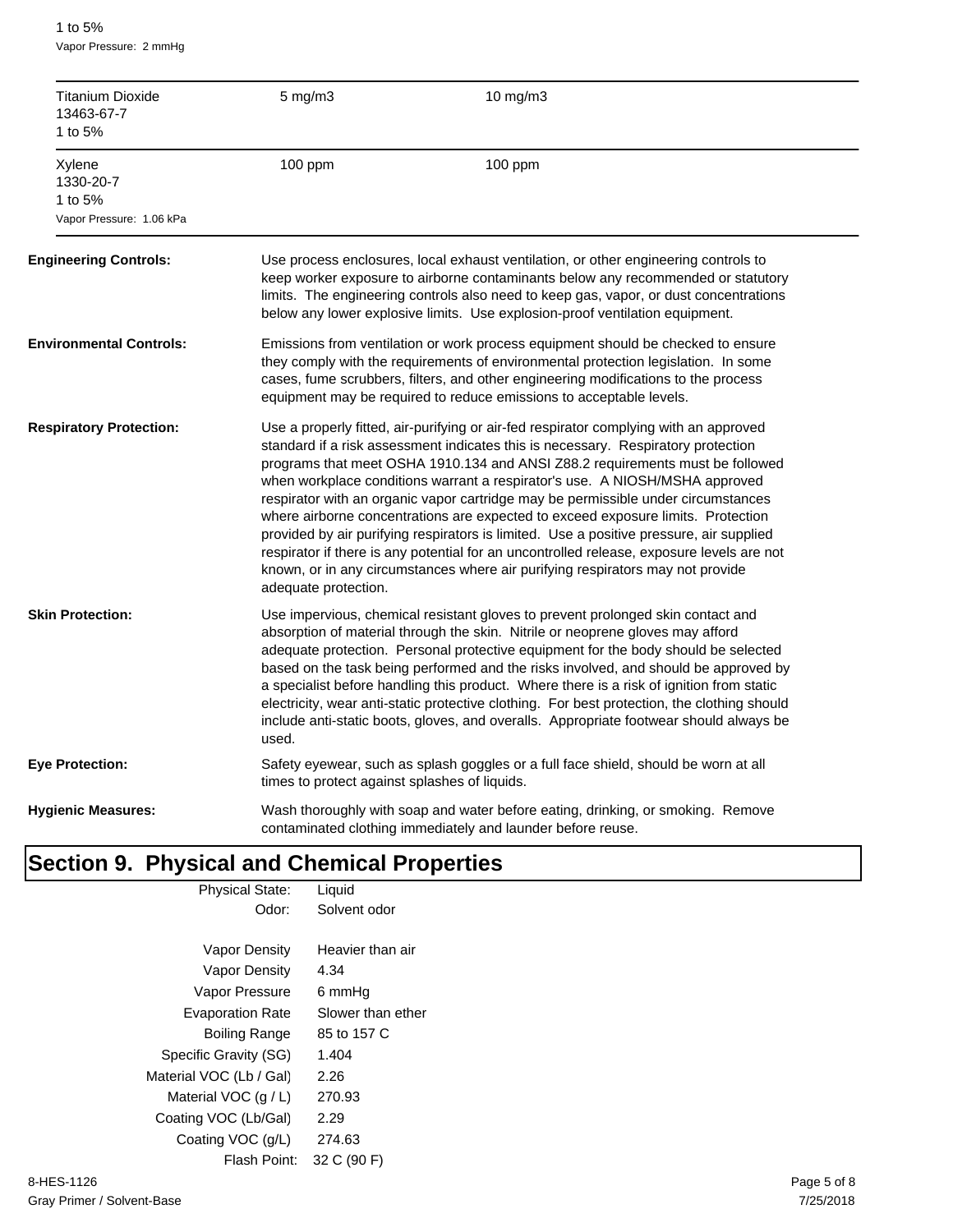1 to 5%
Vapor Pressure: 2 mmHg

| | | |
|---|---|---|
| Titanium Dioxide<br>13463-67-7<br>1 to 5% | 5 mg/m3 | 10 mg/m3 |
| Xylene<br>1330-20-7<br>1 to 5%<br>Vapor Pressure: 1.06 kPa | 100 ppm | 100 ppm |

**Engineering Controls:** Use process enclosures, local exhaust ventilation, or other engineering controls to keep worker exposure to airborne contaminants below any recommended or statutory limits. The engineering controls also need to keep gas, vapor, or dust concentrations below any lower explosive limits. Use explosion-proof ventilation equipment.

**Environmental Controls:** Emissions from ventilation or work process equipment should be checked to ensure they comply with the requirements of environmental protection legislation. In some cases, fume scrubbers, filters, and other engineering modifications to the process equipment may be required to reduce emissions to acceptable levels.

**Respiratory Protection:** Use a properly fitted, air-purifying or air-fed respirator complying with an approved standard if a risk assessment indicates this is necessary. Respiratory protection programs that meet OSHA 1910.134 and ANSI Z88.2 requirements must be followed when workplace conditions warrant a respirator's use. A NIOSH/MSHA approved respirator with an organic vapor cartridge may be permissible under circumstances where airborne concentrations are expected to exceed exposure limits. Protection provided by air purifying respirators is limited. Use a positive pressure, air supplied respirator if there is any potential for an uncontrolled release, exposure levels are not known, or in any circumstances where air purifying respirators may not provide adequate protection.

**Skin Protection:** Use impervious, chemical resistant gloves to prevent prolonged skin contact and absorption of material through the skin. Nitrile or neoprene gloves may afford adequate protection. Personal protective equipment for the body should be selected based on the task being performed and the risks involved, and should be approved by a specialist before handling this product. Where there is a risk of ignition from static electricity, wear anti-static protective clothing. For best protection, the clothing should include anti-static boots, gloves, and overalls. Appropriate footwear should always be used.

**Eye Protection:** Safety eyewear, such as splash goggles or a full face shield, should be worn at all times to protect against splashes of liquids.

**Hygienic Measures:** Wash thoroughly with soap and water before eating, drinking, or smoking. Remove contaminated clothing immediately and launder before reuse.

# Section 9. Physical and Chemical Properties

| | |
|---|---|
| Physical State: | Liquid |
| Odor: | Solvent odor |
| Vapor Density | Heavier than air |
| Vapor Density | 4.34 |
| Vapor Pressure | 6 mmHg |
| Evaporation Rate | Slower than ether |
| Boiling Range | 85 to 157 C |
| Specific Gravity (SG) | 1.404 |
| Material VOC (Lb / Gal) | 2.26 |
| Material VOC (g / L) | 270.93 |
| Coating VOC (Lb/Gal) | 2.29 |
| Coating VOC (g/L) | 274.63 |
| Flash Point: | 32 C (90 F) |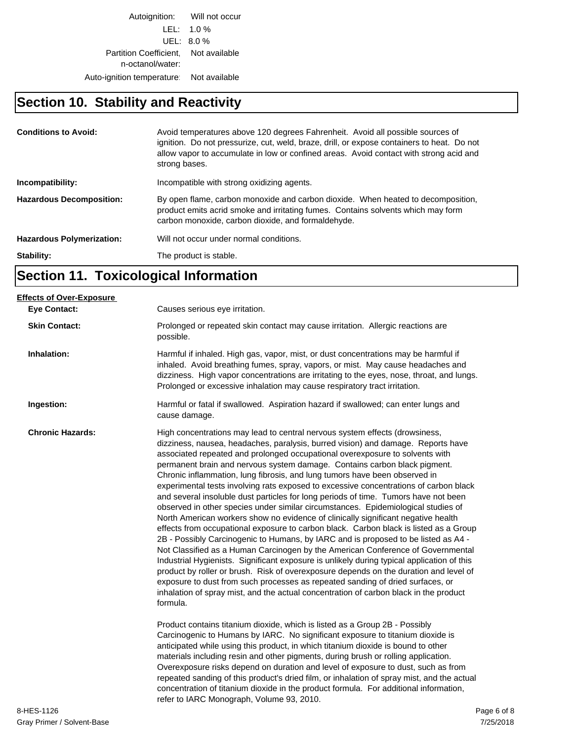| | |
|---|---|
| Autoignition: | Will not occur |
| LEL: | 1.0 % |
| UEL: | 8.0 % |
| Partition Coefficient, n-octanol/water: | Not available |
| Auto-ignition temperature: | Not available |

## Section 10. Stability and Reactivity

**Conditions to Avoid:** Avoid temperatures above 120 degrees Fahrenheit. Avoid all possible sources of ignition. Do not pressurize, cut, weld, braze, drill, or expose containers to heat. Do not allow vapor to accumulate in low or confined areas. Avoid contact with strong acid and strong bases.

**Incompatibility:** Incompatible with strong oxidizing agents.

**Hazardous Decomposition:** By open flame, carbon monoxide and carbon dioxide. When heated to decomposition, product emits acrid smoke and irritating fumes. Contains solvents which may form carbon monoxide, carbon dioxide, and formaldehyde.

**Hazardous Polymerization:** Will not occur under normal conditions.

**Stability:** The product is stable.

## Section 11. Toxicological Information

**Effects of Over-Exposure**

**Eye Contact:** Causes serious eye irritation.

**Skin Contact:** Prolonged or repeated skin contact may cause irritation. Allergic reactions are possible.

**Inhalation:** Harmful if inhaled. High gas, vapor, mist, or dust concentrations may be harmful if inhaled. Avoid breathing fumes, spray, vapors, or mist. May cause headaches and dizziness. High vapor concentrations are irritating to the eyes, nose, throat, and lungs. Prolonged or excessive inhalation may cause respiratory tract irritation.

**Ingestion:** Harmful or fatal if swallowed. Aspiration hazard if swallowed; can enter lungs and cause damage.

**Chronic Hazards:** High concentrations may lead to central nervous system effects (drowsiness, dizziness, nausea, headaches, paralysis, burred vision) and damage. Reports have associated repeated and prolonged occupational overexposure to solvents with permanent brain and nervous system damage. Contains carbon black pigment. Chronic inflammation, lung fibrosis, and lung tumors have been observed in experimental tests involving rats exposed to excessive concentrations of carbon black and several insoluble dust particles for long periods of time. Tumors have not been observed in other species under similar circumstances. Epidemiological studies of North American workers show no evidence of clinically significant negative health effects from occupational exposure to carbon black. Carbon black is listed as a Group 2B - Possibly Carcinogenic to Humans, by IARC and is proposed to be listed as A4 - Not Classified as a Human Carcinogen by the American Conference of Governmental Industrial Hygienists. Significant exposure is unlikely during typical application of this product by roller or brush. Risk of overexposure depends on the duration and level of exposure to dust from such processes as repeated sanding of dried surfaces, or inhalation of spray mist, and the actual concentration of carbon black in the product formula.

Product contains titanium dioxide, which is listed as a Group 2B - Possibly Carcinogenic to Humans by IARC. No significant exposure to titanium dioxide is anticipated while using this product, in which titanium dioxide is bound to other materials including resin and other pigments, during brush or rolling application. Overexposure risks depend on duration and level of exposure to dust, such as from repeated sanding of this product's dried film, or inhalation of spray mist, and the actual concentration of titanium dioxide in the product formula. For additional information, refer to IARC Monograph, Volume 93, 2010.

8-HES-1126
Gray Primer / Solvent-Base
7/25/2018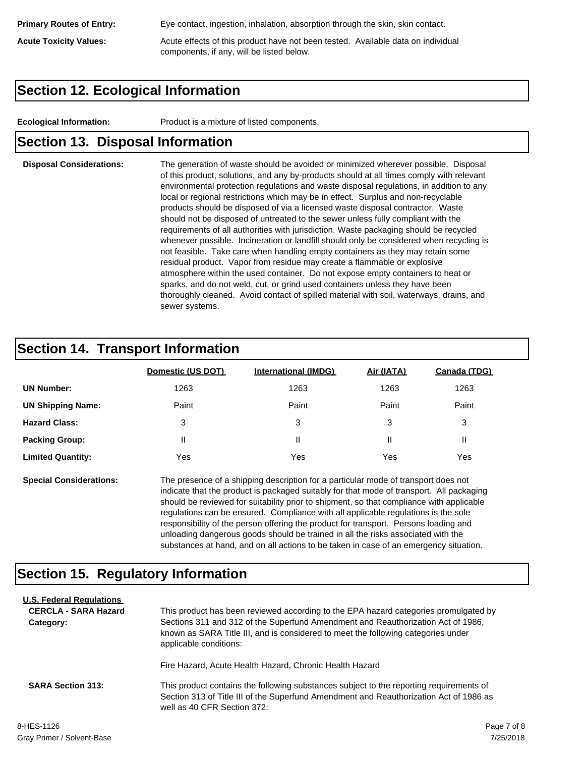**Primary Routes of Entry:** Eye contact, ingestion, inhalation, absorption through the skin, skin contact.

**Acute Toxicity Values:** Acute effects of this product have not been tested. Available data on individual components, if any, will be listed below.

## Section 12. Ecological Information

**Ecological Information:** Product is a mixture of listed components.

## Section 13. Disposal Information

**Disposal Considerations:** The generation of waste should be avoided or minimized wherever possible. Disposal of this product, solutions, and any by-products should at all times comply with relevant environmental protection regulations and waste disposal regulations, in addition to any local or regional restrictions which may be in effect. Surplus and non-recyclable products should be disposed of via a licensed waste disposal contractor. Waste should not be disposed of untreated to the sewer unless fully compliant with the requirements of all authorities with jurisdiction. Waste packaging should be recycled whenever possible. Incineration or landfill should only be considered when recycling is not feasible. Take care when handling empty containers as they may retain some residual product. Vapor from residue may create a flammable or explosive atmosphere within the used container. Do not expose empty containers to heat or sparks, and do not weld, cut, or grind used containers unless they have been thoroughly cleaned. Avoid contact of spilled material with soil, waterways, drains, and sewer systems.

## Section 14. Transport Information

| | Domestic (US DOT) | International (IMDG) | Air (IATA) | Canada (TDG) |
|---|---|---|---|---|
| **UN Number:** | 1263 | 1263 | 1263 | 1263 |
| **UN Shipping Name:** | Paint | Paint | Paint | Paint |
| **Hazard Class:** | 3 | 3 | 3 | 3 |
| **Packing Group:** | II | II | II | II |
| **Limited Quantity:** | Yes | Yes | Yes | Yes |

**Special Considerations:** The presence of a shipping description for a particular mode of transport does not indicate that the product is packaged suitably for that mode of transport. All packaging should be reviewed for suitability prior to shipment, so that compliance with applicable regulations can be ensured. Compliance with all applicable regulations is the sole responsibility of the person offering the product for transport. Persons loading and unloading dangerous goods should be trained in all the risks associated with the substances at hand, and on all actions to be taken in case of an emergency situation.

## Section 15. Regulatory Information

**U.S. Federal Regulations**

**CERCLA - SARA Hazard Category:** This product has been reviewed according to the EPA hazard categories promulgated by Sections 311 and 312 of the Superfund Amendment and Reauthorization Act of 1986, known as SARA Title III, and is considered to meet the following categories under applicable conditions:

Fire Hazard, Acute Health Hazard, Chronic Health Hazard

**SARA Section 313:** This product contains the following substances subject to the reporting requirements of Section 313 of Title III of the Superfund Amendment and Reauthorization Act of 1986 as well as 40 CFR Section 372: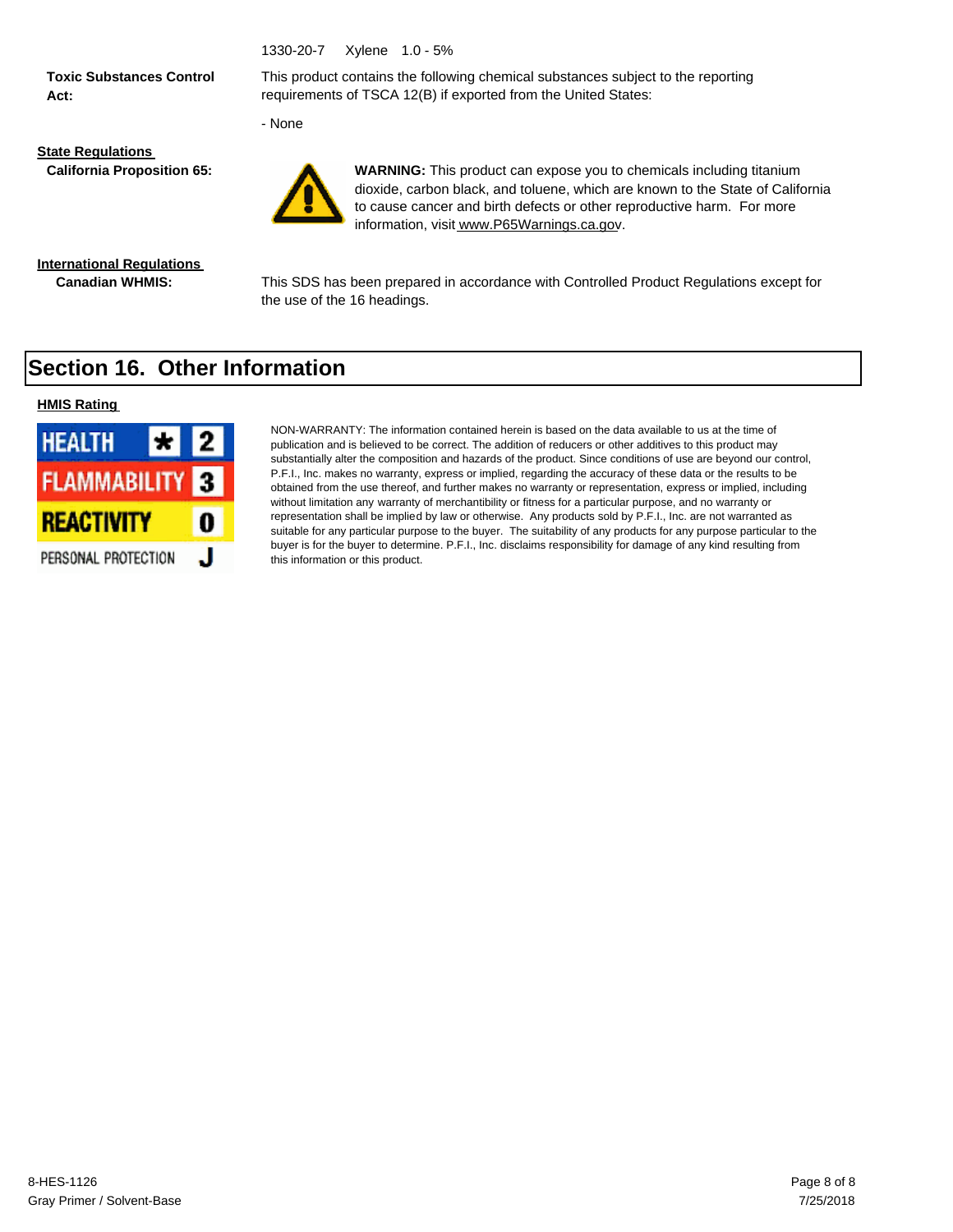1330-20-7 Xylene 1.0 - 5%

**Toxic Substances Control Act:**

This product contains the following chemical substances subject to the reporting requirements of TSCA 12(B) if exported from the United States:

- None

**State Regulations**

**California Proposition 65:**

**WARNING:** This product can expose you to chemicals including titanium dioxide, carbon black, and toluene, which are known to the State of California to cause cancer and birth defects or other reproductive harm. For more information, visit www.P65Warnings.ca.gov.

**International Regulations**

**Canadian WHMIS:**

This SDS has been prepared in accordance with Controlled Product Regulations except for the use of the 16 headings.

# Section 16. Other Information

**HMIS Rating**

| | | |
|---|---|---|
| HEALTH | * | 2 |
| FLAMMABILITY | | 3 |
| REACTIVITY | | 0 |
| PERSONAL PROTECTION | | J |

NON-WARRANTY: The information contained herein is based on the data available to us at the time of publication and is believed to be correct. The addition of reducers or other additives to this product may substantially alter the composition and hazards of the product. Since conditions of use are beyond our control, P.F.I., Inc. makes no warranty, express or implied, regarding the accuracy of these data or the results to be obtained from the use thereof, and further makes no warranty or representation, express or implied, including without limitation any warranty of merchantibility or fitness for a particular purpose, and no warranty or representation shall be implied by law or otherwise. Any products sold by P.F.I., Inc. are not warranted as suitable for any particular purpose to the buyer. The suitability of any products for any purpose particular to the buyer is for the buyer to determine. P.F.I., Inc. disclaims responsibility for damage of any kind resulting from this information or this product.